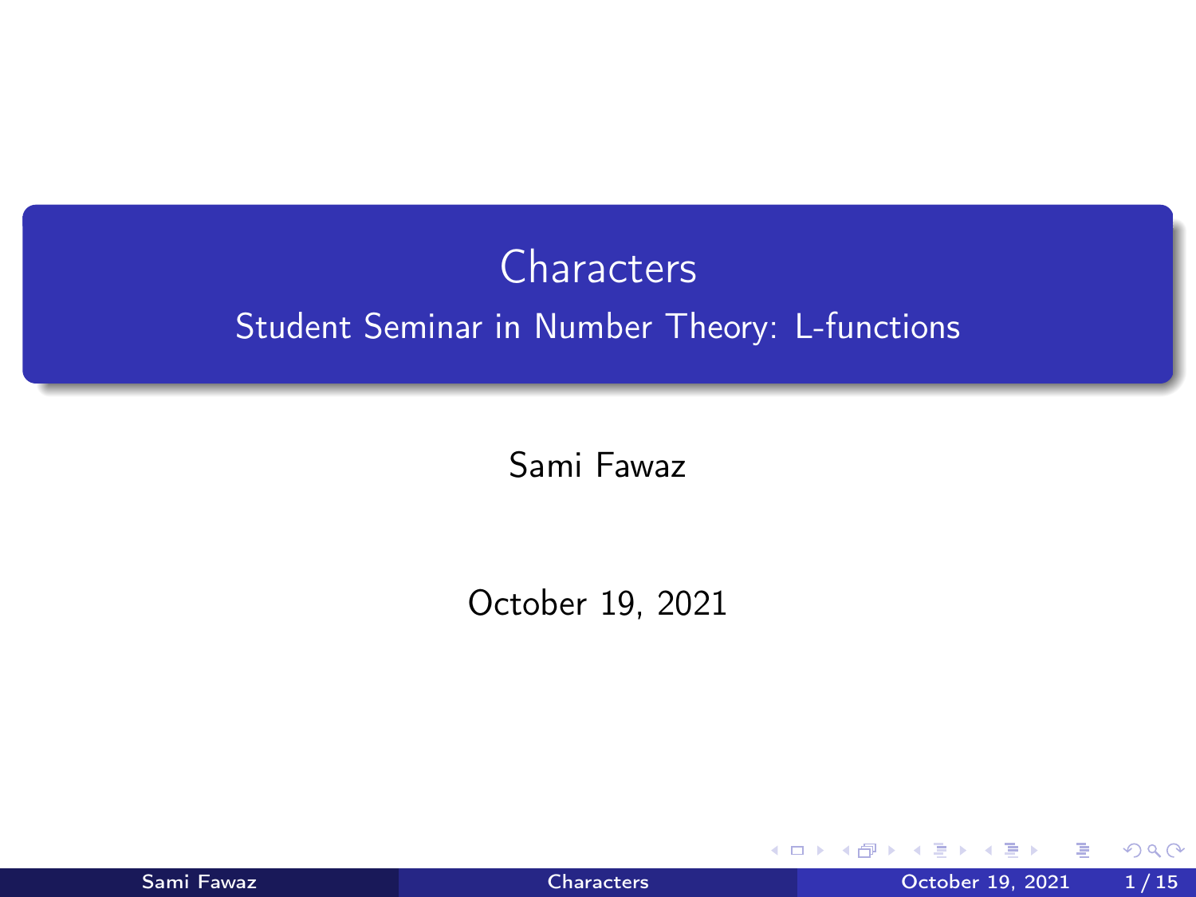# Characters

## Student Seminar in Number Theory: L-functions

Sami Fawaz

October 19, 2021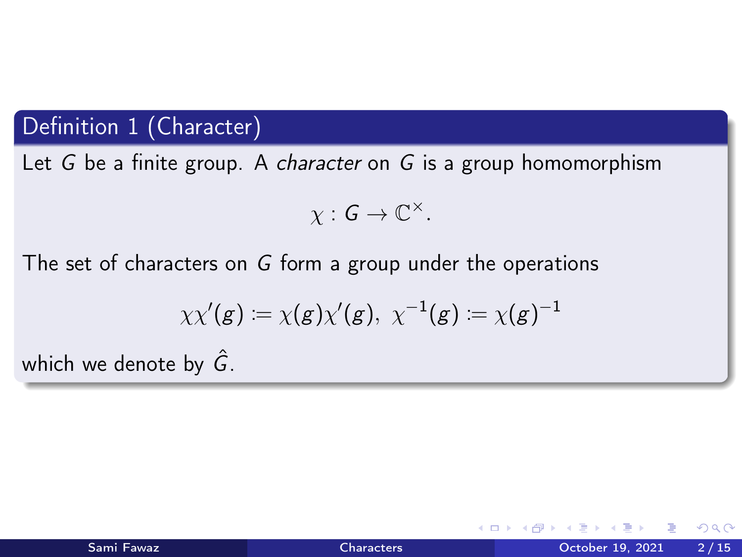**Definition 1 (Character)**

Let $G$ be a finite group. A *character* on $G$ is a group homomorphism

$$\chi : G \to \mathbb{C}^\times.$$

The set of characters on $G$ form a group under the operations

$$\chi\chi'(g) := \chi(g)\chi'(g), \ \chi^{-1}(g) := \chi(g)^{-1}$$

which we denote by $\hat{G}$.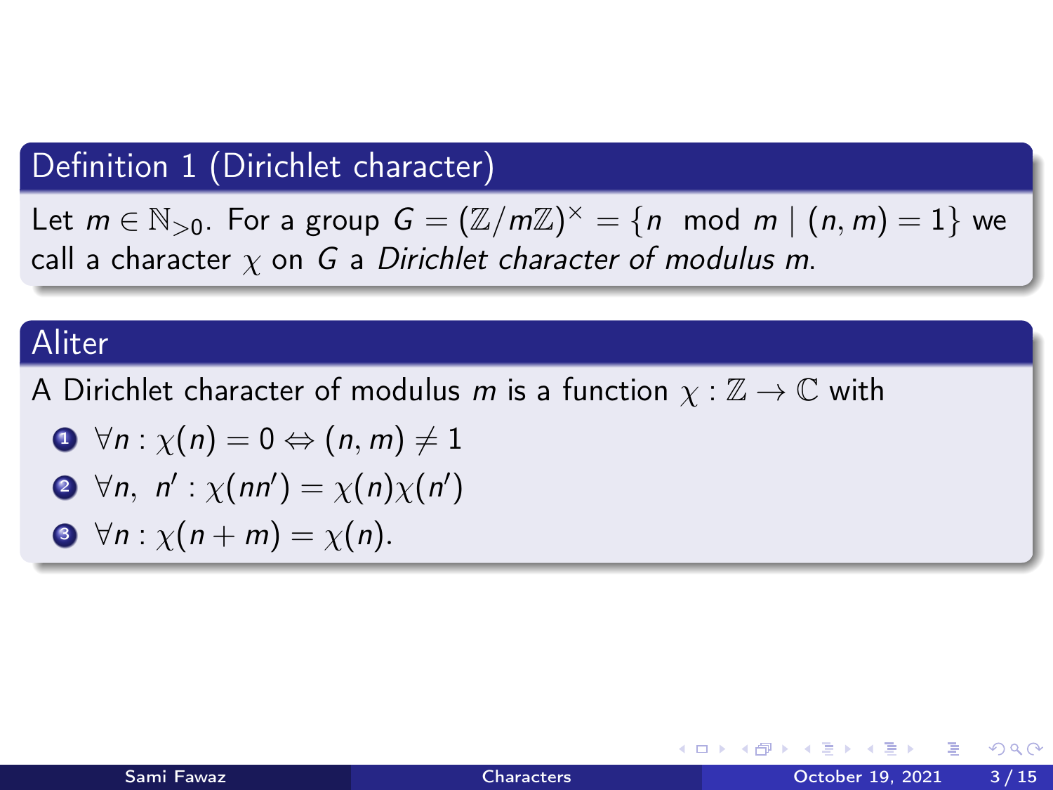### Definition 1 (Dirichlet character)

Let $m \in \mathbb{N}_{>0}$. For a group $G = (\mathbb{Z}/m\mathbb{Z})^\times = \{n \mod m \mid (n, m) = 1\}$ we call a character $\chi$ on $G$ a *Dirichlet character of modulus m*.

### Aliter

A Dirichlet character of modulus $m$ is a function $\chi : \mathbb{Z} \to \mathbb{C}$ with

1. $\forall n : \chi(n) = 0 \Leftrightarrow (n, m) \neq 1$
2. $\forall n, \ n' : \chi(nn') = \chi(n)\chi(n')$
3. $\forall n : \chi(n + m) = \chi(n)$.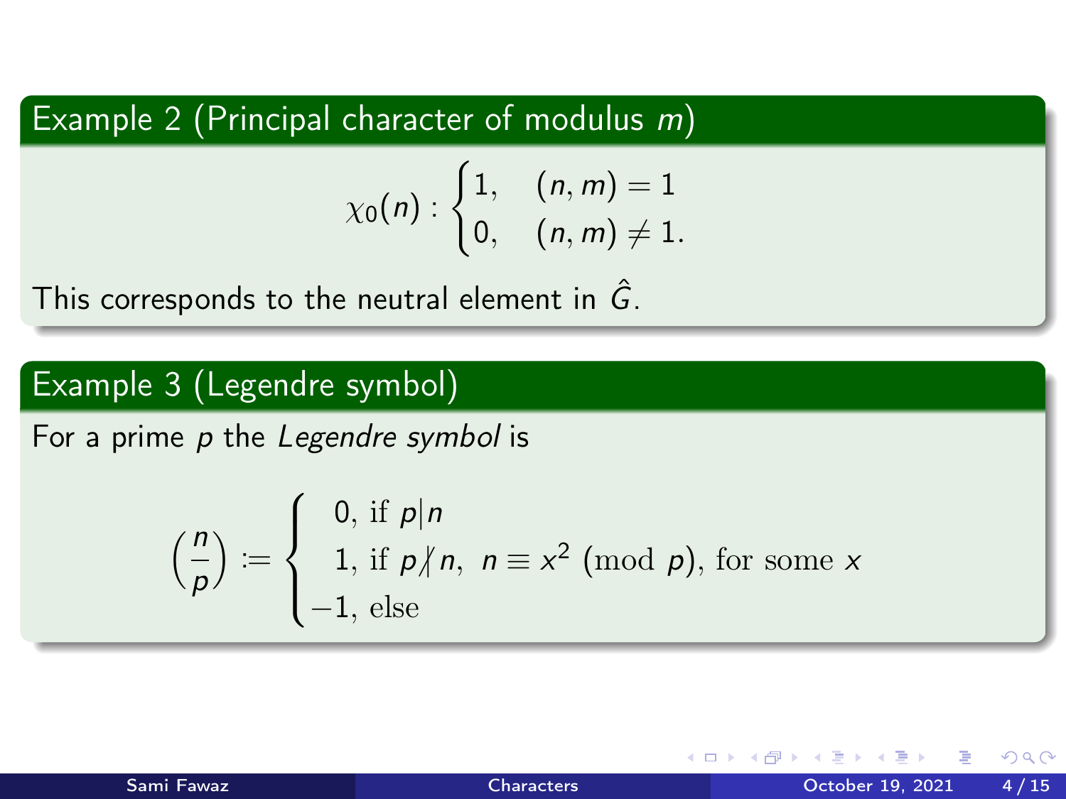### Example 2 (Principal character of modulus $m$)

$$\chi_0(n) : \begin{cases} 1, & (n,m) = 1 \\ 0, & (n,m) \neq 1. \end{cases}$$

This corresponds to the neutral element in $\hat{G}$.

### Example 3 (Legendre symbol)

For a prime $p$ the *Legendre symbol* is

$$\left(\frac{n}{p}\right) := \begin{cases} \phantom{-}0, \text{ if } p|n \\ \phantom{-}1, \text{ if } p \nmid n, \;\; n \equiv x^2 \pmod{p}, \text{ for some } x \\ -1, \text{ else} \end{cases}$$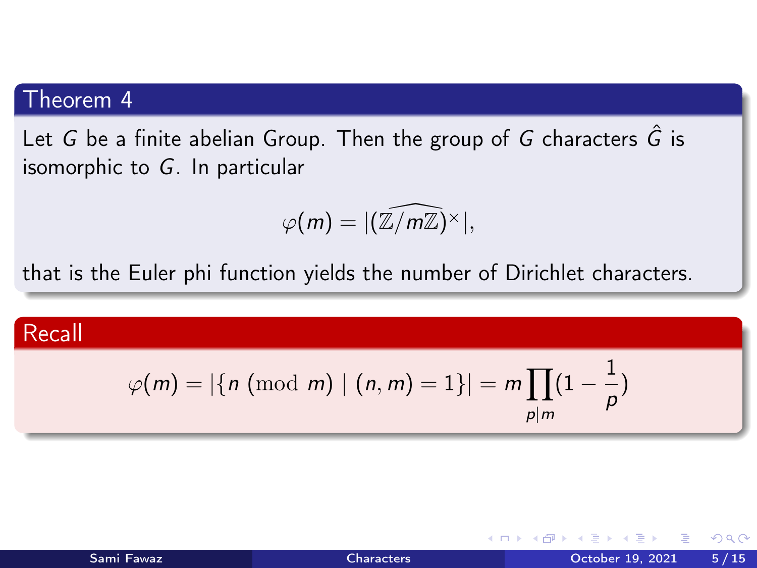### Theorem 4

Let $G$ be a finite abelian Group. Then the group of $G$ characters $\hat{G}$ is isomorphic to $G$. In particular

$$\varphi(m) = |\widehat{(\mathbb{Z}/m\mathbb{Z})^{\times}}|,$$

that is the Euler phi function yields the number of Dirichlet characters.

### Recall

$$\varphi(m) = |\{n \pmod{m} \mid (n, m) = 1\}| = m \prod_{p|m} (1 - \frac{1}{p})$$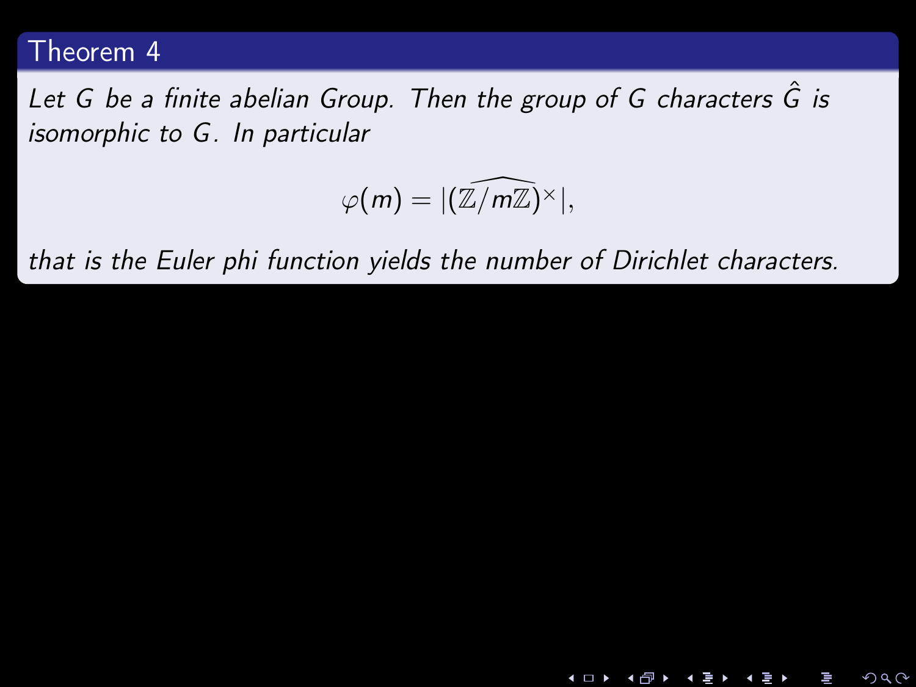**Theorem 4**

*Let $G$ be a finite abelian Group. Then the group of $G$ characters $\hat{G}$ is isomorphic to $G$. In particular*

$$\varphi(m) = |\widehat{(\mathbb{Z}/m\mathbb{Z})^{\times}}|,$$

*that is the Euler phi function yields the number of Dirichlet characters.*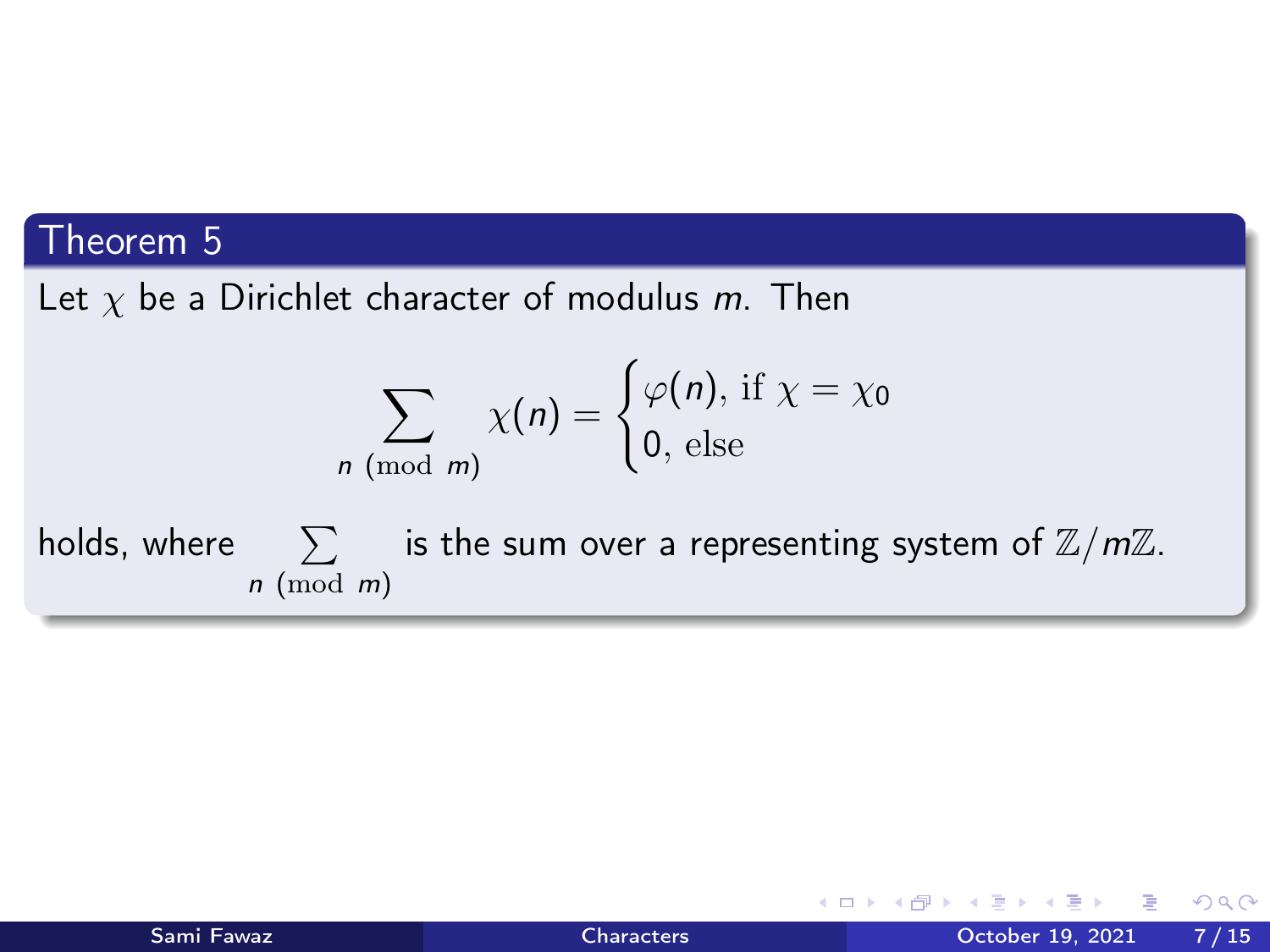## Theorem 5

Let $\chi$ be a Dirichlet character of modulus $m$. Then

$$\sum_{n \pmod{m}} \chi(n) = \begin{cases} \varphi(n), \text{ if } \chi = \chi_0 \\ 0, \text{ else} \end{cases}$$

holds, where $\sum\limits_{n \pmod{m}}$ is the sum over a representing system of $\mathbb{Z}/m\mathbb{Z}$.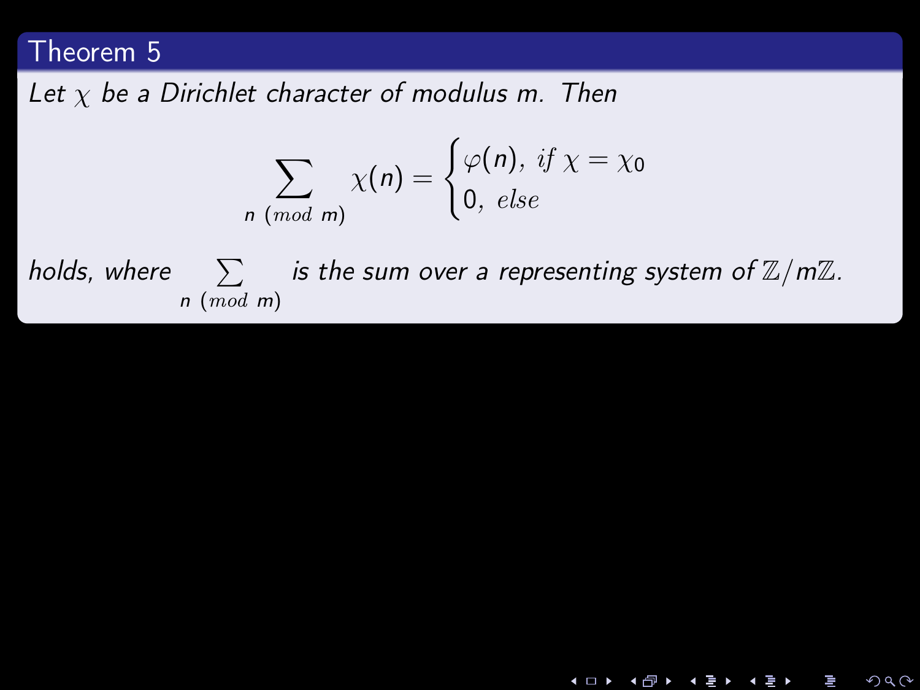## Theorem 5

*Let $\chi$ be a Dirichlet character of modulus m. Then*

$$\sum_{n \pmod{m}} \chi(n) = \begin{cases} \varphi(n), \ if \ \chi = \chi_0 \\ 0, \ else \end{cases}$$

*holds, where $\sum_{n \pmod{m}}$ is the sum over a representing system of $\mathbb{Z}/m\mathbb{Z}$.*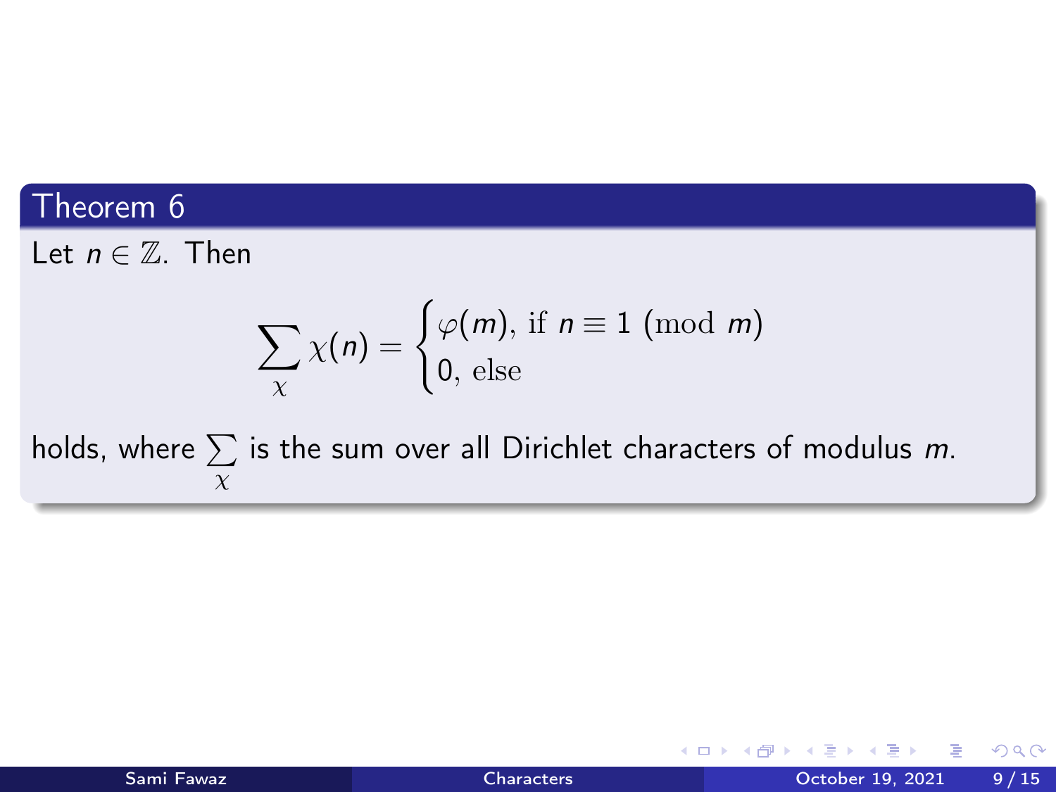### Theorem 6

Let $n \in \mathbb{Z}$. Then

$$\sum_{\chi} \chi(n) = \begin{cases} \varphi(m), \text{ if } n \equiv 1 \pmod{m} \\ 0, \text{ else} \end{cases}$$

holds, where $\sum\limits_{\chi}$ is the sum over all Dirichlet characters of modulus $m$.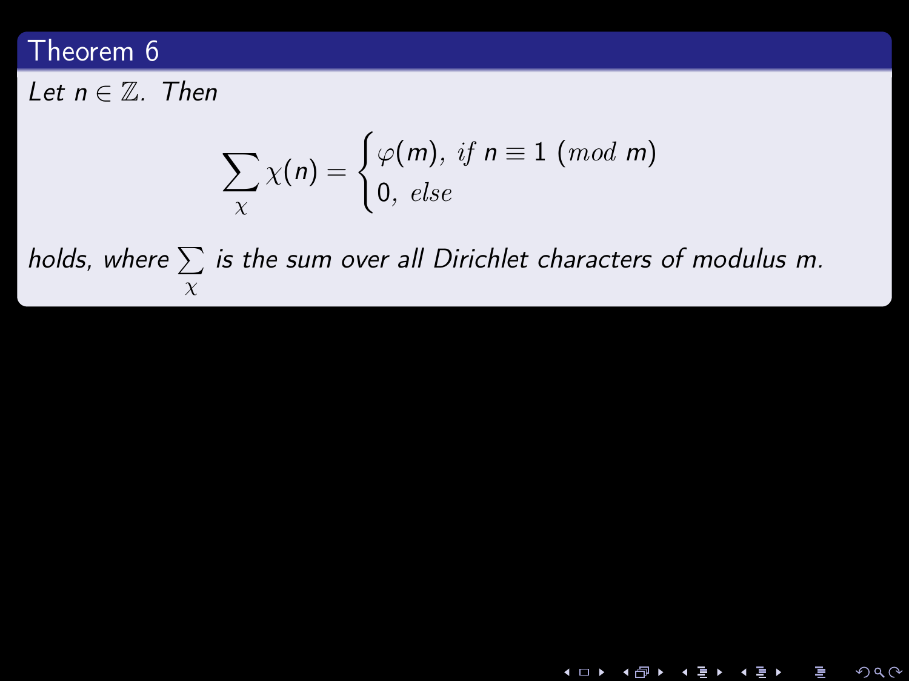## Theorem 6

*Let $n \in \mathbb{Z}$. Then*

$$\sum_{\chi} \chi(n) = \begin{cases} \varphi(m), \ \textit{if } n \equiv 1 \ (\textit{mod } m) \\ 0, \ \textit{else} \end{cases}$$

*holds, where* $\sum\limits_{\chi}$ *is the sum over all Dirichlet characters of modulus m.*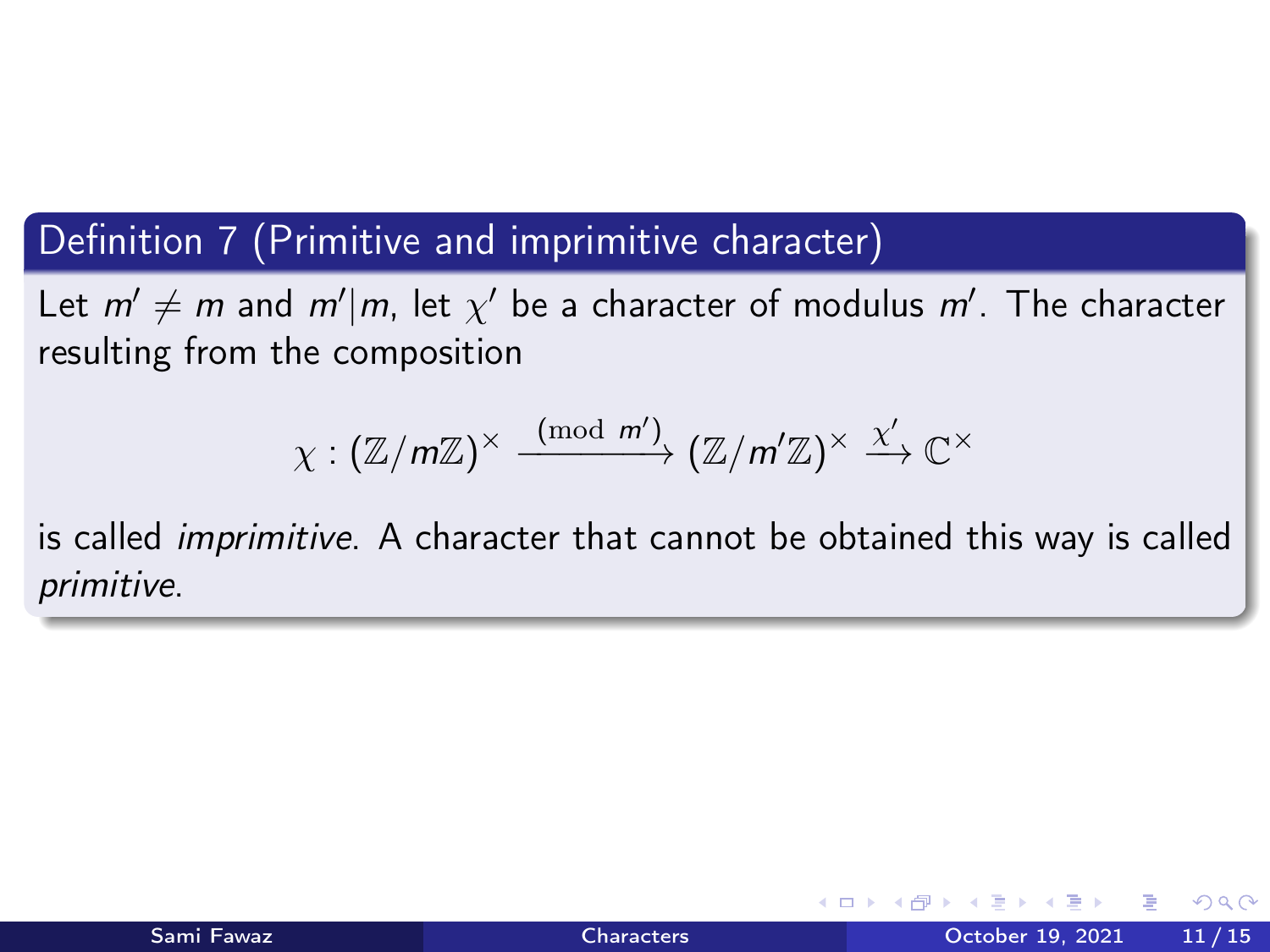**Definition 7 (Primitive and imprimitive character)**

Let $m' \neq m$ and $m'|m$, let $\chi'$ be a character of modulus $m'$. The character resulting from the composition

$$\chi : (\mathbb{Z}/m\mathbb{Z})^\times \xrightarrow{(\text{mod } m')} (\mathbb{Z}/m'\mathbb{Z})^\times \xrightarrow{\chi'} \mathbb{C}^\times$$

is called *imprimitive*. A character that cannot be obtained this way is called *primitive*.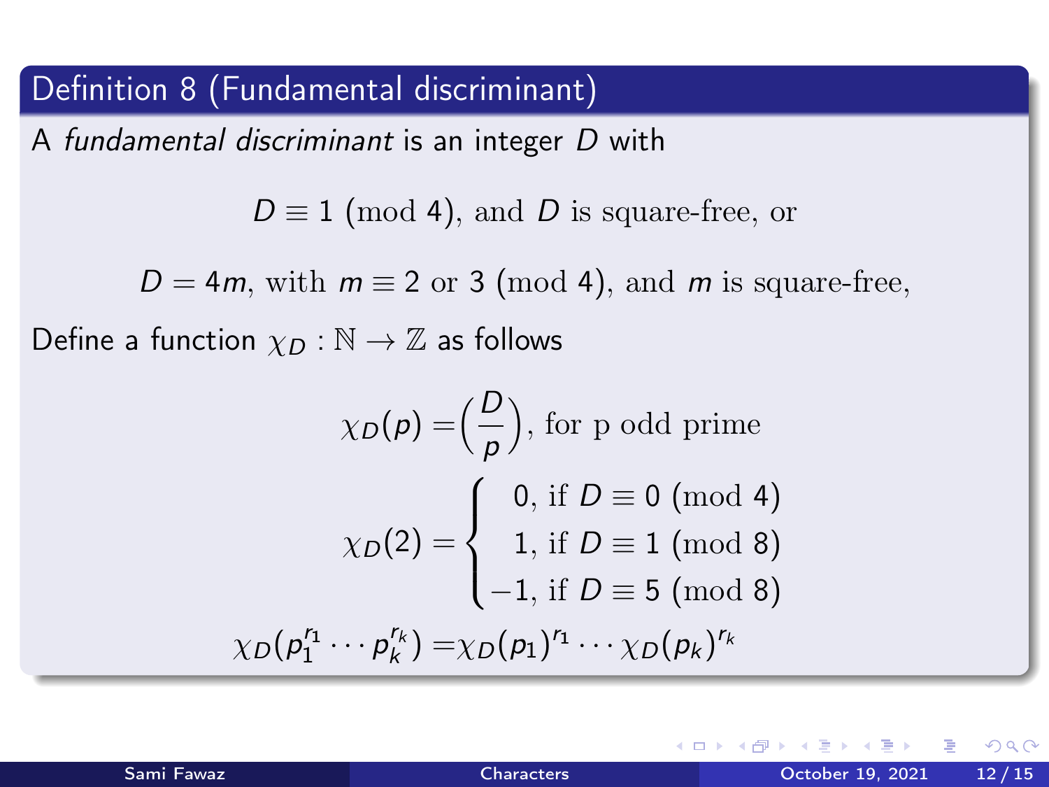## Definition 8 (Fundamental discriminant)

A *fundamental discriminant* is an integer $D$ with

$$D \equiv 1 \pmod{4}, \text{ and } D \text{ is square-free, or}$$

$$D = 4m, \text{ with } m \equiv 2 \text{ or } 3 \pmod{4}, \text{ and } m \text{ is square-free,}$$

Define a function $\chi_D : \mathbb{N} \to \mathbb{Z}$ as follows

$$\chi_D(p) = \left(\frac{D}{p}\right), \text{ for p odd prime}$$

$$\chi_D(2) = \begin{cases} 0, \text{ if } D \equiv 0 \pmod{4} \\ 1, \text{ if } D \equiv 1 \pmod{8} \\ -1, \text{ if } D \equiv 5 \pmod{8} \end{cases}$$

$$\chi_D(p_1^{r_1} \cdots p_k^{r_k}) = \chi_D(p_1)^{r_1} \cdots \chi_D(p_k)^{r_k}$$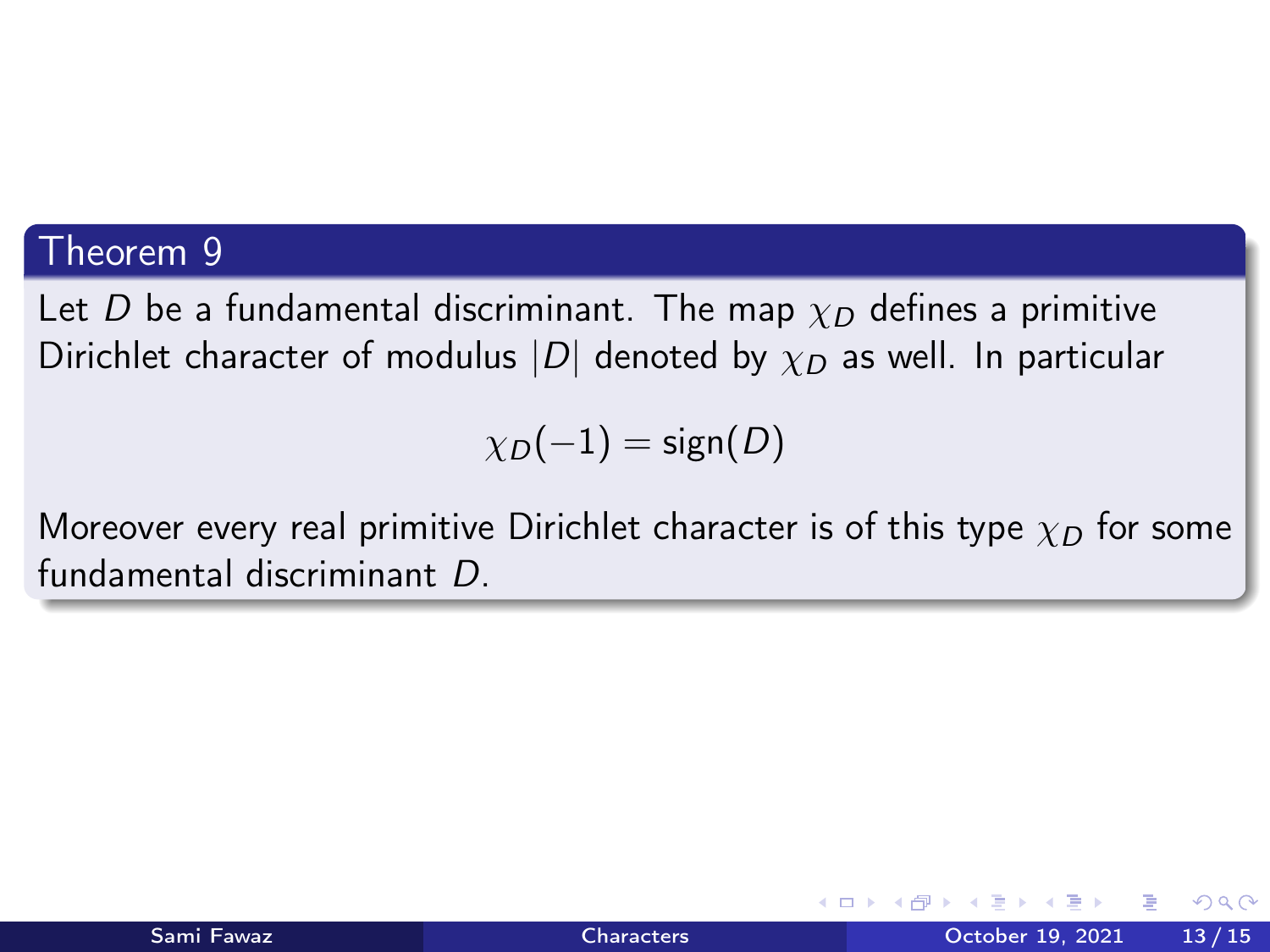**Theorem 9**

Let $D$ be a fundamental discriminant. The map $\chi_D$ defines a primitive Dirichlet character of modulus $|D|$ denoted by $\chi_D$ as well. In particular

$$\chi_D(-1) = \text{sign}(D)$$

Moreover every real primitive Dirichlet character is of this type $\chi_D$ for some fundamental discriminant $D$.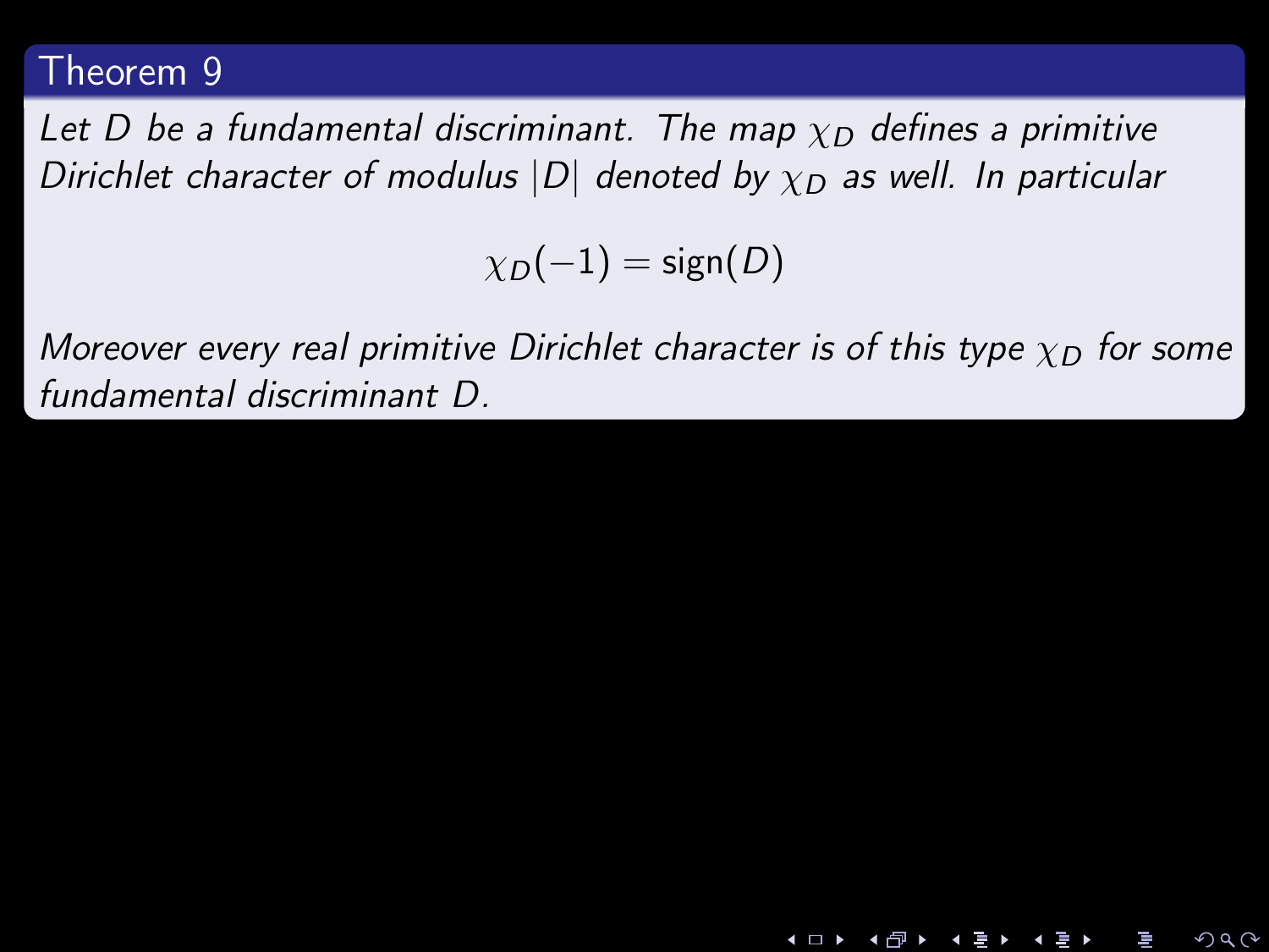**Theorem 9**

*Let $D$ be a fundamental discriminant. The map $\chi_D$ defines a primitive Dirichlet character of modulus $|D|$ denoted by $\chi_D$ as well. In particular*

$$\chi_D(-1) = \mathrm{sign}(D)$$

*Moreover every real primitive Dirichlet character is of this type $\chi_D$ for some fundamental discriminant $D$.*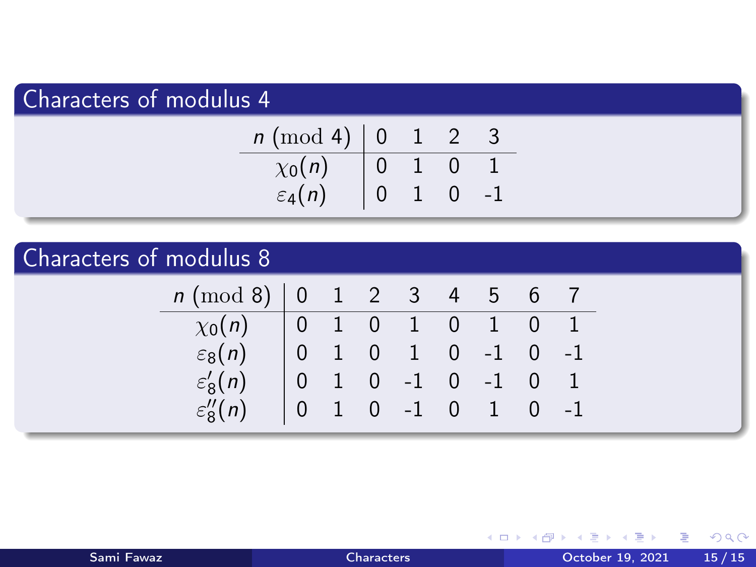## Characters of modulus 4

| $n \pmod 4$ | 0 | 1 | 2 | 3 |
|---|---|---|---|---|
| $\chi_0(n)$ | 0 | 1 | 0 | 1 |
| $\varepsilon_4(n)$ | 0 | 1 | 0 | -1 |

## Characters of modulus 8

| $n \pmod 8$ | 0 | 1 | 2 | 3 | 4 | 5 | 6 | 7 |
|---|---|---|---|---|---|---|---|---|
| $\chi_0(n)$ | 0 | 1 | 0 | 1 | 0 | 1 | 0 | 1 |
| $\varepsilon_8(n)$ | 0 | 1 | 0 | 1 | 0 | -1 | 0 | -1 |
| $\varepsilon_8'(n)$ | 0 | 1 | 0 | -1 | 0 | -1 | 0 | 1 |
| $\varepsilon_8''(n)$ | 0 | 1 | 0 | -1 | 0 | 1 | 0 | -1 |